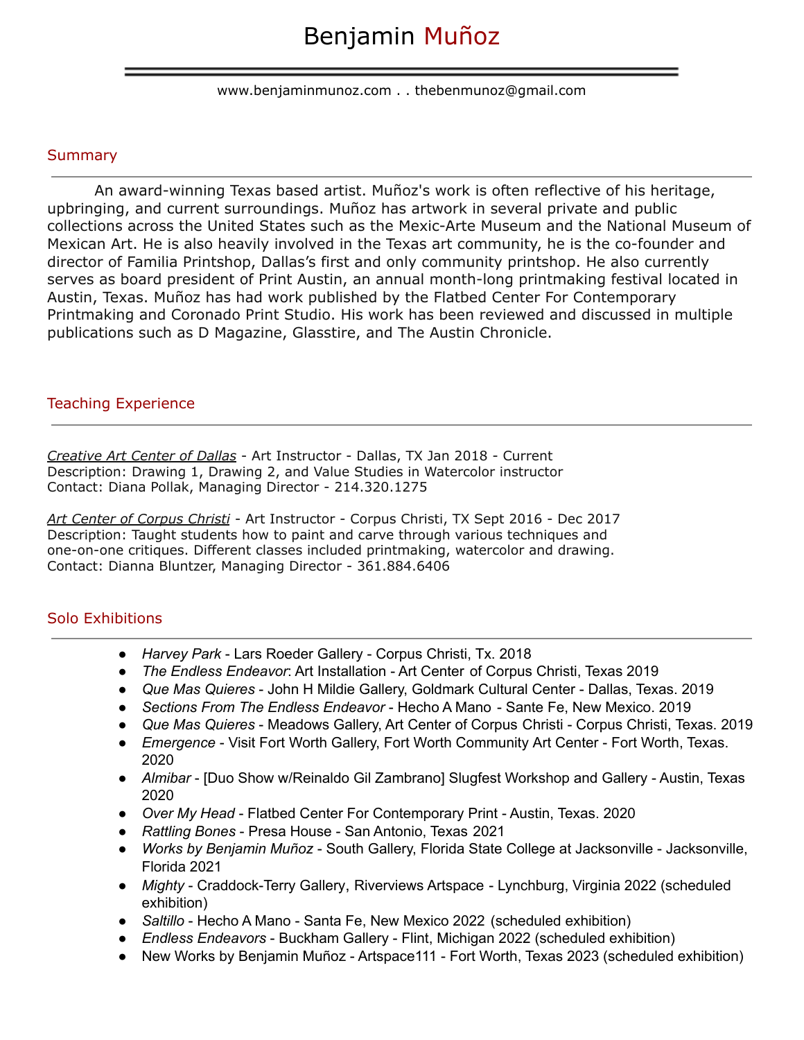# Benjamin Muñoz

www.benjaminmunoz.com . . thebenmunoz@gmail.com

## Summary

An award-winning Texas based artist. Muñoz's work is often reflective of his heritage, upbringing, and current surroundings. Muñoz has artwork in several private and public collections across the United States such as the Mexic-Arte Museum and the National Museum of Mexican Art. He is also heavily involved in the Texas art community, he is the co-founder and director of Familia Printshop, Dallas's first and only community printshop. He also currently serves as board president of Print Austin, an annual month-long printmaking festival located in Austin, Texas. Muñoz has had work published by the Flatbed Center For Contemporary Printmaking and Coronado Print Studio. His work has been reviewed and discussed in multiple publications such as D Magazine, Glasstire, and The Austin Chronicle.

## Teaching Experience

*Creative Art Center of Dallas* - Art Instructor - Dallas, TX Jan 2018 - Current
Description: Drawing 1, Drawing 2, and Value Studies in Watercolor instructor
Contact: Diana Pollak, Managing Director - 214.320.1275

*Art Center of Corpus Christi* - Art Instructor - Corpus Christi, TX Sept 2016 - Dec 2017
Description: Taught students how to paint and carve through various techniques and one-on-one critiques. Different classes included printmaking, watercolor and drawing.
Contact: Dianna Bluntzer, Managing Director - 361.884.6406

## Solo Exhibitions

- *Harvey Park* - Lars Roeder Gallery - Corpus Christi, Tx. 2018
- *The Endless Endeavor*: Art Installation - Art Center of Corpus Christi, Texas 2019
- *Que Mas Quieres* - John H Mildie Gallery, Goldmark Cultural Center - Dallas, Texas. 2019
- *Sections From The Endless Endeavor* - Hecho A Mano - Sante Fe, New Mexico. 2019
- *Que Mas Quieres* - Meadows Gallery, Art Center of Corpus Christi - Corpus Christi, Texas. 2019
- *Emergence* - Visit Fort Worth Gallery, Fort Worth Community Art Center - Fort Worth, Texas. 2020
- *Almibar* - [Duo Show w/Reinaldo Gil Zambrano] Slugfest Workshop and Gallery - Austin, Texas 2020
- *Over My Head* - Flatbed Center For Contemporary Print - Austin, Texas. 2020
- *Rattling Bones* - Presa House - San Antonio, Texas 2021
- *Works by Benjamin Muñoz* - South Gallery, Florida State College at Jacksonville - Jacksonville, Florida 2021
- *Mighty* - Craddock-Terry Gallery, Riverviews Artspace - Lynchburg, Virginia 2022 (scheduled exhibition)
- *Saltillo* - Hecho A Mano - Santa Fe, New Mexico 2022 (scheduled exhibition)
- *Endless Endeavors* - Buckham Gallery - Flint, Michigan 2022 (scheduled exhibition)
- New Works by Benjamin Muñoz - Artspace111 - Fort Worth, Texas 2023 (scheduled exhibition)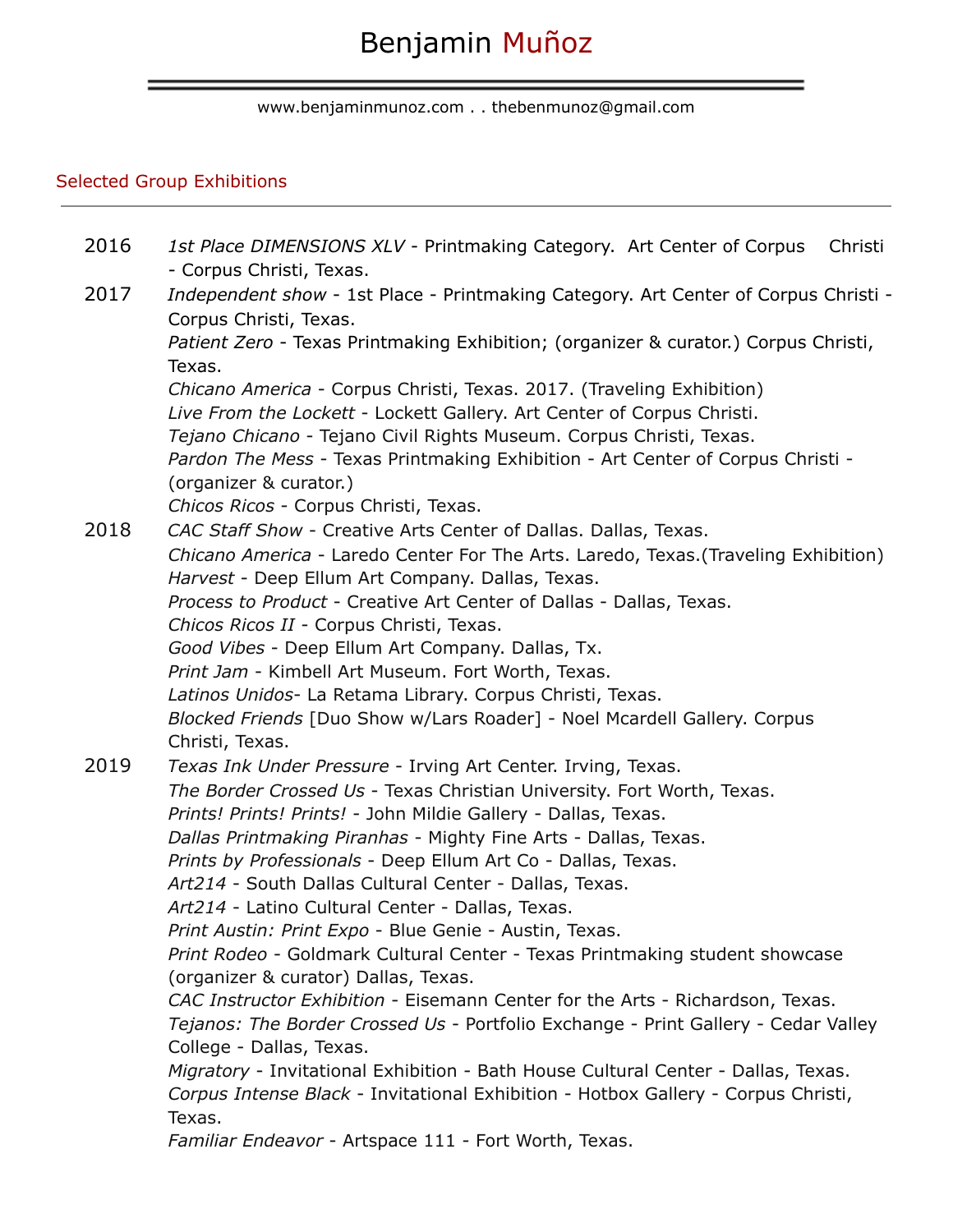# Benjamin Muñoz

www.benjaminmunoz.com . . thebenmunoz@gmail.com

## Selected Group Exhibitions

**2016**

*1st Place DIMENSIONS XLV* - Printmaking Category. Art Center of Corpus Christi - Corpus Christi, Texas.

**2017**

*Independent show* - 1st Place - Printmaking Category. Art Center of Corpus Christi - Corpus Christi, Texas.
*Patient Zero* - Texas Printmaking Exhibition; (organizer & curator.) Corpus Christi, Texas.
*Chicano America* - Corpus Christi, Texas. 2017. (Traveling Exhibition)
*Live From the Lockett* - Lockett Gallery. Art Center of Corpus Christi.
*Tejano Chicano* - Tejano Civil Rights Museum. Corpus Christi, Texas.
*Pardon The Mess* - Texas Printmaking Exhibition - Art Center of Corpus Christi - (organizer & curator.)
*Chicos Ricos* - Corpus Christi, Texas.

**2018**

*CAC Staff Show* - Creative Arts Center of Dallas. Dallas, Texas.
*Chicano America* - Laredo Center For The Arts. Laredo, Texas.(Traveling Exhibition)
*Harvest* - Deep Ellum Art Company. Dallas, Texas.
*Process to Product* - Creative Art Center of Dallas - Dallas, Texas.
*Chicos Ricos II* - Corpus Christi, Texas.
*Good Vibes* - Deep Ellum Art Company. Dallas, Tx.
*Print Jam* - Kimbell Art Museum. Fort Worth, Texas.
*Latinos Unidos*- La Retama Library. Corpus Christi, Texas.
*Blocked Friends* [Duo Show w/Lars Roader] - Noel Mcardell Gallery. Corpus Christi, Texas.

**2019**

*Texas Ink Under Pressure* - Irving Art Center. Irving, Texas.
*The Border Crossed Us* - Texas Christian University. Fort Worth, Texas.
*Prints! Prints! Prints!* - John Mildie Gallery - Dallas, Texas.
*Dallas Printmaking Piranhas* - Mighty Fine Arts - Dallas, Texas.
*Prints by Professionals* - Deep Ellum Art Co - Dallas, Texas.
*Art214* - South Dallas Cultural Center - Dallas, Texas.
*Art214* - Latino Cultural Center - Dallas, Texas.
*Print Austin: Print Expo* - Blue Genie - Austin, Texas.
*Print Rodeo* - Goldmark Cultural Center - Texas Printmaking student showcase (organizer & curator) Dallas, Texas.
*CAC Instructor Exhibition* - Eisemann Center for the Arts - Richardson, Texas.
*Tejanos: The Border Crossed Us* - Portfolio Exchange - Print Gallery - Cedar Valley College - Dallas, Texas.
*Migratory* - Invitational Exhibition - Bath House Cultural Center - Dallas, Texas.
*Corpus Intense Black* - Invitational Exhibition - Hotbox Gallery - Corpus Christi, Texas.
*Familiar Endeavor* - Artspace 111 - Fort Worth, Texas.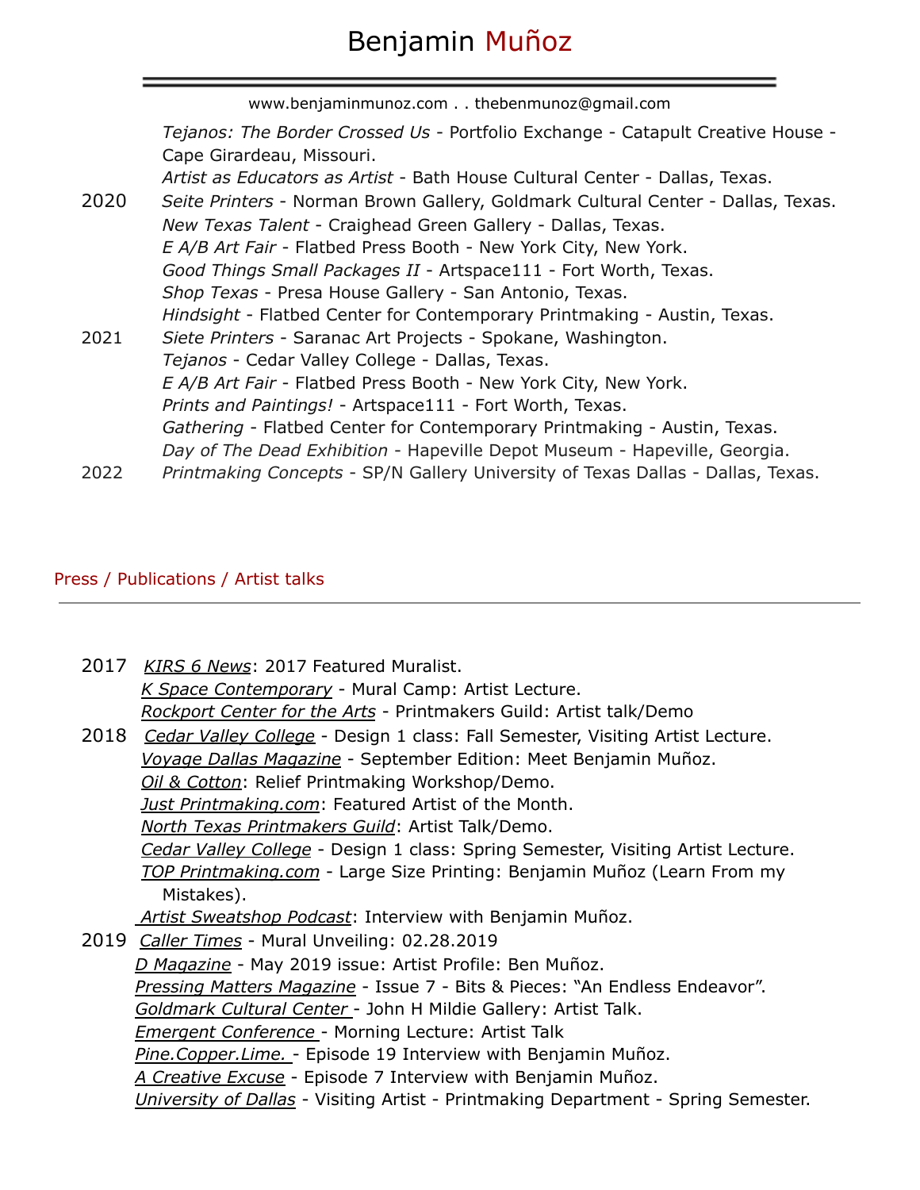*Tejanos: The Border Crossed Us* - Portfolio Exchange - Catapult Creative House - Cape Girardeau, Missouri.
*Artist as Educators as Artist* - Bath House Cultural Center - Dallas, Texas.

2020 *Seite Printers* - Norman Brown Gallery, Goldmark Cultural Center - Dallas, Texas.
*New Texas Talent* - Craighead Green Gallery - Dallas, Texas.
*E A/B Art Fair* - Flatbed Press Booth - New York City, New York.
*Good Things Small Packages II* - Artspace111 - Fort Worth, Texas.
*Shop Texas* - Presa House Gallery - San Antonio, Texas.
*Hindsight* - Flatbed Center for Contemporary Printmaking - Austin, Texas.

2021 *Siete Printers* - Saranac Art Projects - Spokane, Washington.
*Tejanos* - Cedar Valley College - Dallas, Texas.
*E A/B Art Fair* - Flatbed Press Booth - New York City, New York.
*Prints and Paintings!* - Artspace111 - Fort Worth, Texas.
*Gathering* - Flatbed Center for Contemporary Printmaking - Austin, Texas.
*Day of The Dead Exhibition* - Hapeville Depot Museum - Hapeville, Georgia.

2022 *Printmaking Concepts* - SP/N Gallery University of Texas Dallas - Dallas, Texas.

## Press / Publications / Artist talks

2017 *KIRS 6 News*: 2017 Featured Muralist.
*K Space Contemporary* - Mural Camp: Artist Lecture.
*Rockport Center for the Arts* - Printmakers Guild: Artist talk/Demo

2018 *Cedar Valley College* - Design 1 class: Fall Semester, Visiting Artist Lecture.
*Voyage Dallas Magazine* - September Edition: Meet Benjamin Muñoz.
*Oil & Cotton*: Relief Printmaking Workshop/Demo.
*Just Printmaking.com*: Featured Artist of the Month.
*North Texas Printmakers Guild*: Artist Talk/Demo.
*Cedar Valley College* - Design 1 class: Spring Semester, Visiting Artist Lecture.
*TOP Printmaking.com* - Large Size Printing: Benjamin Muñoz (Learn From my Mistakes).
*Artist Sweatshop Podcast*: Interview with Benjamin Muñoz.

2019 *Caller Times* - Mural Unveiling: 02.28.2019
*D Magazine* - May 2019 issue: Artist Profile: Ben Muñoz.
*Pressing Matters Magazine* - Issue 7 - Bits & Pieces: "An Endless Endeavor".
*Goldmark Cultural Center* - John H Mildie Gallery: Artist Talk.
*Emergent Conference* - Morning Lecture: Artist Talk
*Pine.Copper.Lime.* - Episode 19 Interview with Benjamin Muñoz.
*A Creative Excuse* - Episode 7 Interview with Benjamin Muñoz.
*University of Dallas* - Visiting Artist - Printmaking Department - Spring Semester.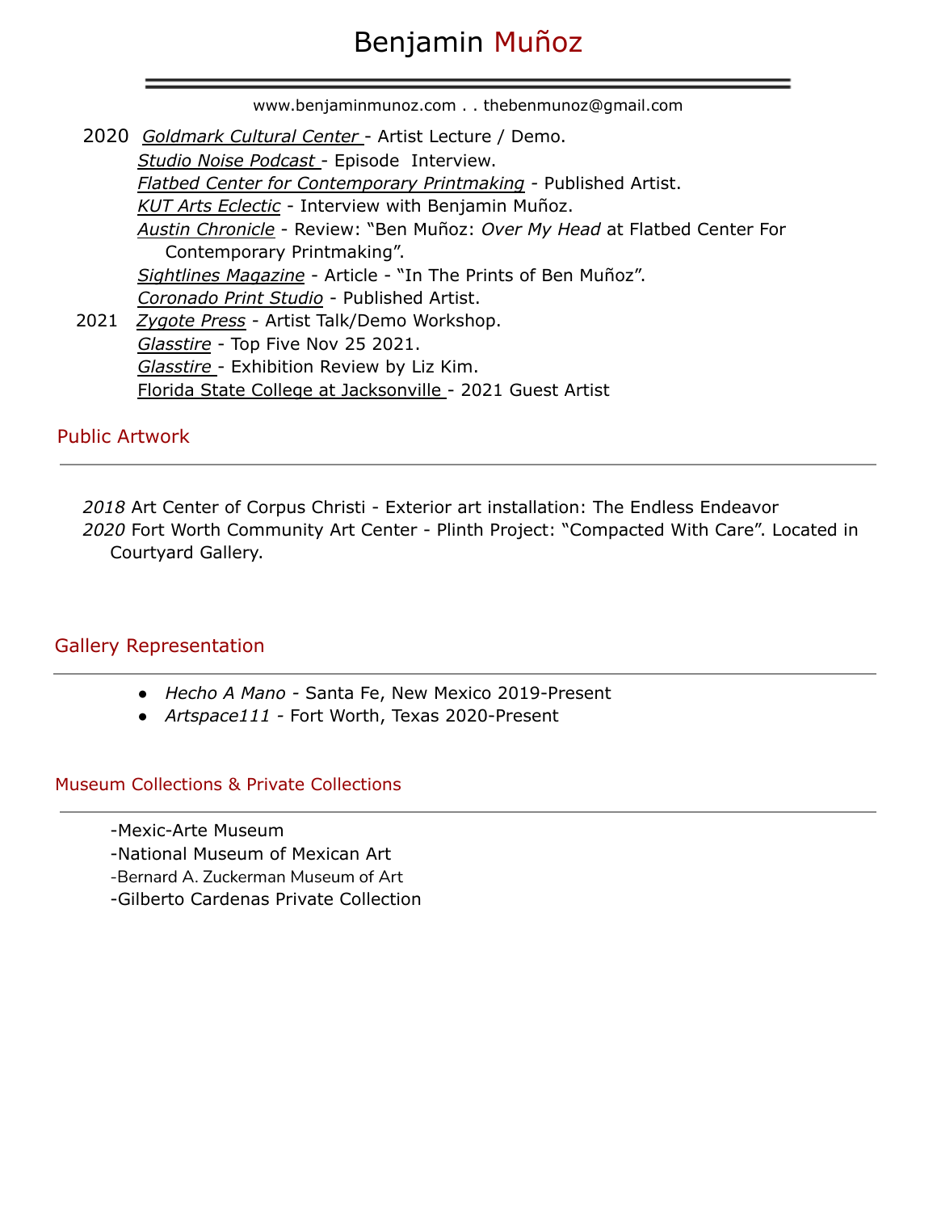# Benjamin Muñoz

www.benjaminmunoz.com . . thebenmunoz@gmail.com

2020 *Goldmark Cultural Center* - Artist Lecture / Demo.
*Studio Noise Podcast* - Episode Interview.
*Flatbed Center for Contemporary Printmaking* - Published Artist.
*KUT Arts Eclectic* - Interview with Benjamin Muñoz.
*Austin Chronicle* - Review: "Ben Muñoz: *Over My Head* at Flatbed Center For Contemporary Printmaking".
*Sightlines Magazine* - Article - "In The Prints of Ben Muñoz".
*Coronado Print Studio* - Published Artist.

2021 *Zygote Press* - Artist Talk/Demo Workshop.
*Glasstire* - Top Five Nov 25 2021.
*Glasstire* - Exhibition Review by Liz Kim.
Florida State College at Jacksonville - 2021 Guest Artist

## Public Artwork

*2018* Art Center of Corpus Christi - Exterior art installation: The Endless Endeavor
*2020* Fort Worth Community Art Center - Plinth Project: "Compacted With Care". Located in Courtyard Gallery.

## Gallery Representation

- *Hecho A Mano* - Santa Fe, New Mexico 2019-Present
- *Artspace111* - Fort Worth, Texas 2020-Present

## Museum Collections & Private Collections

-Mexic-Arte Museum
-National Museum of Mexican Art
-Bernard A. Zuckerman Museum of Art
-Gilberto Cardenas Private Collection